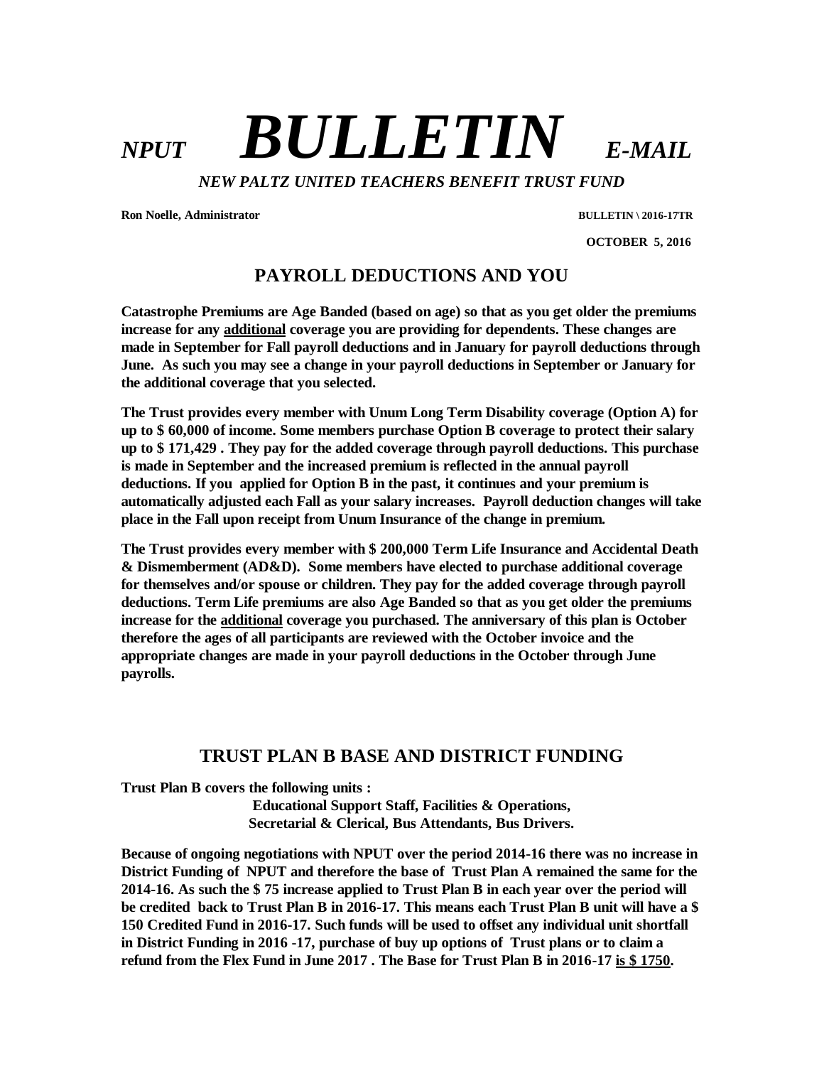# *NPUT* ***BULLETIN*** *E-MAIL*

***NEW PALTZ UNITED TEACHERS BENEFIT TRUST FUND***

**Ron Noelle, Administrator** **BULLETIN \ 2016-17TR**

**OCTOBER 5, 2016**

## PAYROLL DEDUCTIONS AND YOU

**Catastrophe Premiums are Age Banded (based on age) so that as you get older the premiums increase for any <u>additional</u> coverage you are providing for dependents. These changes are made in September for Fall payroll deductions and in January for payroll deductions through June. As such you may see a change in your payroll deductions in September or January for the additional coverage that you selected.**

**The Trust provides every member with Unum Long Term Disability coverage (Option A) for up to $ 60,000 of income. Some members purchase Option B coverage to protect their salary up to $ 171,429 . They pay for the added coverage through payroll deductions. This purchase is made in September and the increased premium is reflected in the annual payroll deductions. If you applied for Option B in the past, it continues and your premium is automatically adjusted each Fall as your salary increases. Payroll deduction changes will take place in the Fall upon receipt from Unum Insurance of the change in premium.**

**The Trust provides every member with $ 200,000 Term Life Insurance and Accidental Death & Dismemberment (AD&D). Some members have elected to purchase additional coverage for themselves and/or spouse or children. They pay for the added coverage through payroll deductions. Term Life premiums are also Age Banded so that as you get older the premiums increase for the <u>additional</u> coverage you purchased. The anniversary of this plan is October therefore the ages of all participants are reviewed with the October invoice and the appropriate changes are made in your payroll deductions in the October through June payrolls.**

## TRUST PLAN B BASE AND DISTRICT FUNDING

**Trust Plan B covers the following units :**

**Educational Support Staff, Facilities & Operations,**
**Secretarial & Clerical, Bus Attendants, Bus Drivers.**

**Because of ongoing negotiations with NPUT over the period 2014-16 there was no increase in District Funding of NPUT and therefore the base of Trust Plan A remained the same for the 2014-16. As such the $ 75 increase applied to Trust Plan B in each year over the period will be credited back to Trust Plan B in 2016-17. This means each Trust Plan B unit will have a $ 150 Credited Fund in 2016-17. Such funds will be used to offset any individual unit shortfall in District Funding in 2016 -17, purchase of buy up options of Trust plans or to claim a refund from the Flex Fund in June 2017 . The Base for Trust Plan B in 2016-17 <u>is $ 1750</u>.**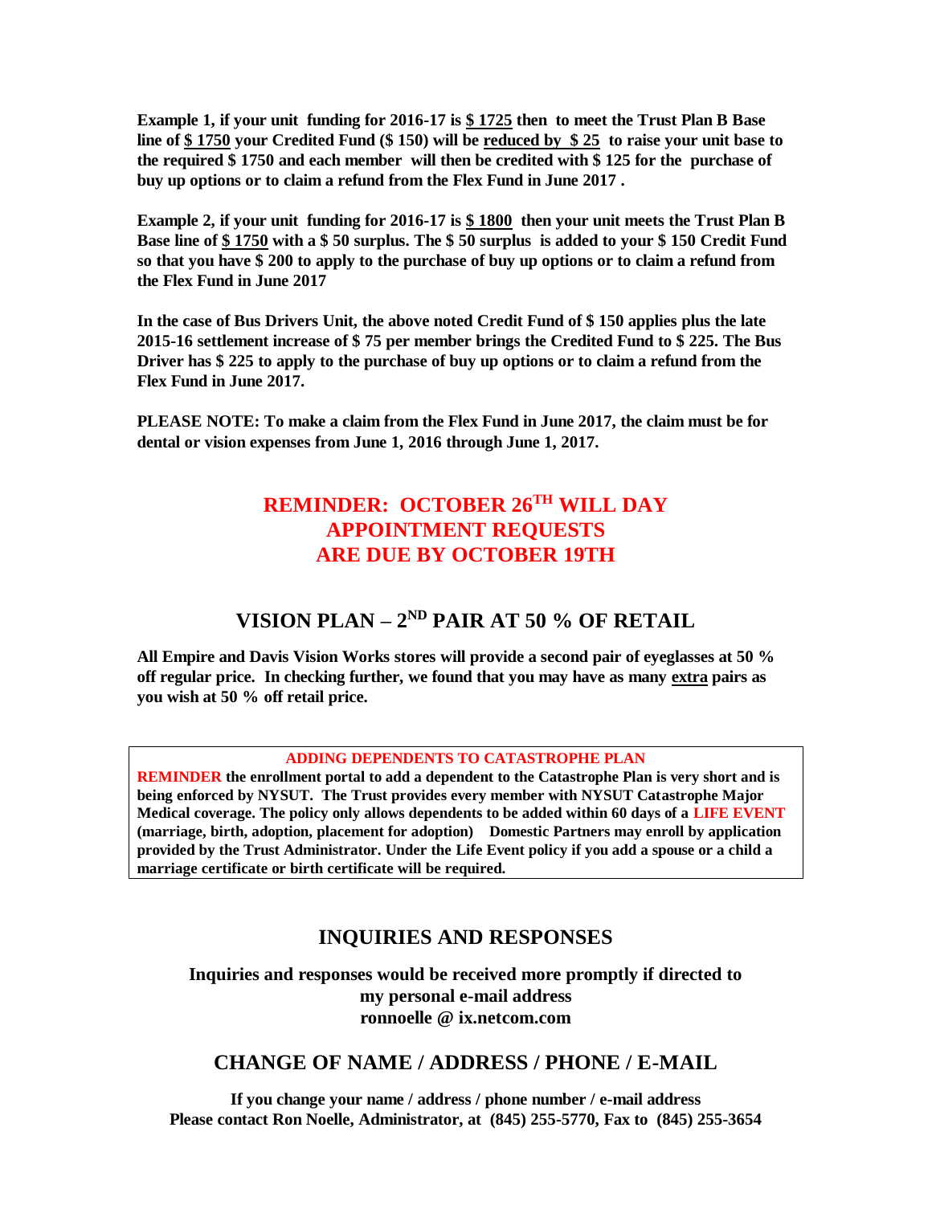**Example 1, if your unit funding for 2016-17 is <u>$ 1725</u> then to meet the Trust Plan B Base line of <u>$ 1750</u> your Credited Fund ($ 150) will be <u>reduced by $ 25</u> to raise your unit base to the required $ 1750 and each member will then be credited with $ 125 for the purchase of buy up options or to claim a refund from the Flex Fund in June 2017 .**

**Example 2, if your unit funding for 2016-17 is <u>$ 1800</u> then your unit meets the Trust Plan B Base line of <u>$ 1750</u> with a $ 50 surplus. The $ 50 surplus is added to your $ 150 Credit Fund so that you have $ 200 to apply to the purchase of buy up options or to claim a refund from the Flex Fund in June 2017**

**In the case of Bus Drivers Unit, the above noted Credit Fund of $ 150 applies plus the late 2015-16 settlement increase of $ 75 per member brings the Credited Fund to $ 225. The Bus Driver has $ 225 to apply to the purchase of buy up options or to claim a refund from the Flex Fund in June 2017.**

**PLEASE NOTE: To make a claim from the Flex Fund in June 2017, the claim must be for dental or vision expenses from June 1, 2016 through June 1, 2017.**

## REMINDER: OCTOBER 26TH WILL DAY APPOINTMENT REQUESTS ARE DUE BY OCTOBER 19TH

## VISION PLAN – 2ND PAIR AT 50 % OF RETAIL

**All Empire and Davis Vision Works stores will provide a second pair of eyeglasses at 50 % off regular price. In checking further, we found that you may have as many <u>extra</u> pairs as you wish at 50 % off retail price.**

### ADDING DEPENDENTS TO CATASTROPHE PLAN

**REMINDER the enrollment portal to add a dependent to the Catastrophe Plan is very short and is being enforced by NYSUT. The Trust provides every member with NYSUT Catastrophe Major Medical coverage. The policy only allows dependents to be added within 60 days of a LIFE EVENT (marriage, birth, adoption, placement for adoption) Domestic Partners may enroll by application provided by the Trust Administrator. Under the Life Event policy if you add a spouse or a child a marriage certificate or birth certificate will be required.**

## INQUIRIES AND RESPONSES

**Inquiries and responses would be received more promptly if directed to my personal e-mail address ronnoelle @ ix.netcom.com**

## CHANGE OF NAME / ADDRESS / PHONE / E-MAIL

**If you change your name / address / phone number / e-mail address Please contact Ron Noelle, Administrator, at (845) 255-5770, Fax to (845) 255-3654**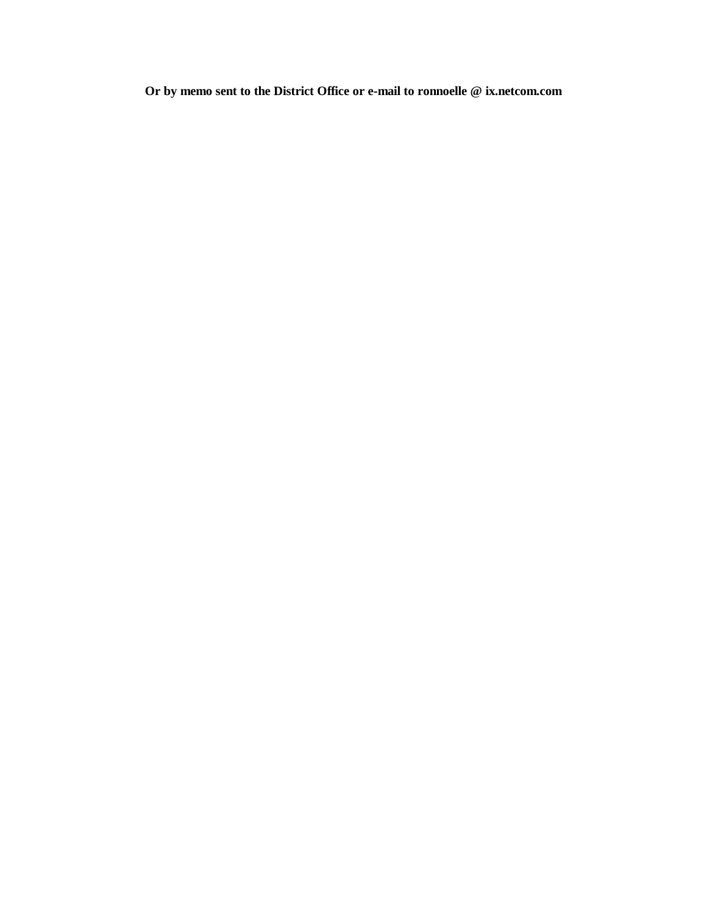**Or by memo sent to the District Office or e-mail to ronnoelle @ ix.netcom.com**